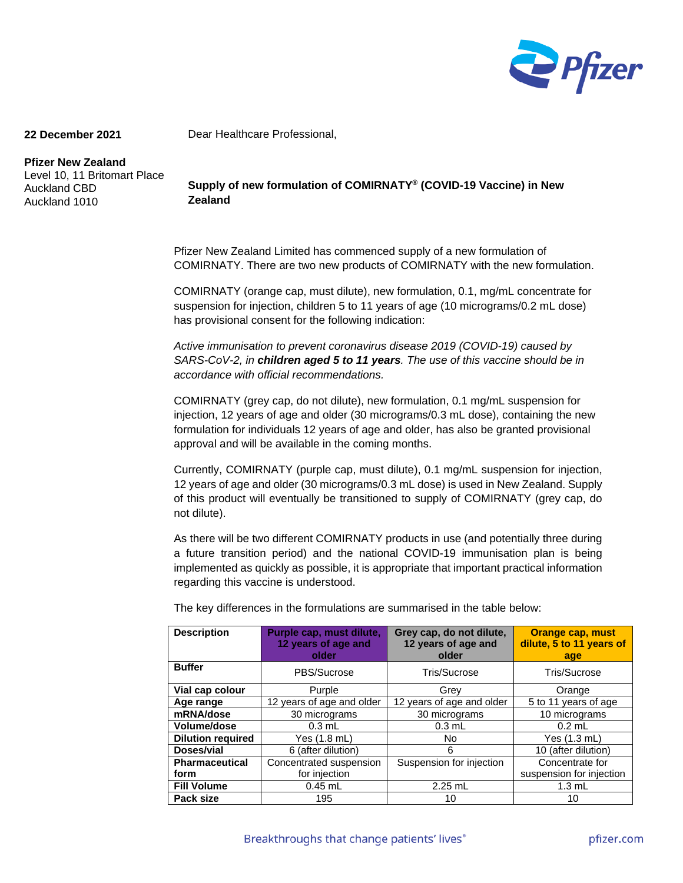**22 December 2021**

**Pfizer New Zealand**
Level 10, 11 Britomart Place
Auckland CBD
Auckland 1010

Dear Healthcare Professional,

**Supply of new formulation of COMIRNATY® (COVID-19 Vaccine) in New Zealand**

Pfizer New Zealand Limited has commenced supply of a new formulation of COMIRNATY. There are two new products of COMIRNATY with the new formulation.

COMIRNATY (orange cap, must dilute), new formulation, 0.1, mg/mL concentrate for suspension for injection, children 5 to 11 years of age (10 micrograms/0.2 mL dose) has provisional consent for the following indication:

*Active immunisation to prevent coronavirus disease 2019 (COVID-19) caused by SARS-CoV-2, in* ***children aged 5 to 11 years****. The use of this vaccine should be in accordance with official recommendations.*

COMIRNATY (grey cap, do not dilute), new formulation, 0.1 mg/mL suspension for injection, 12 years of age and older (30 micrograms/0.3 mL dose), containing the new formulation for individuals 12 years of age and older, has also be granted provisional approval and will be available in the coming months.

Currently, COMIRNATY (purple cap, must dilute), 0.1 mg/mL suspension for injection, 12 years of age and older (30 micrograms/0.3 mL dose) is used in New Zealand. Supply of this product will eventually be transitioned to supply of COMIRNATY (grey cap, do not dilute).

As there will be two different COMIRNATY products in use (and potentially three during a future transition period) and the national COVID-19 immunisation plan is being implemented as quickly as possible, it is appropriate that important practical information regarding this vaccine is understood.

The key differences in the formulations are summarised in the table below:

| Description | Purple cap, must dilute, 12 years of age and older | Grey cap, do not dilute, 12 years of age and older | Orange cap, must dilute, 5 to 11 years of age |
|---|---|---|---|
| **Buffer** | PBS/Sucrose | Tris/Sucrose | Tris/Sucrose |
| **Vial cap colour** | Purple | Grey | Orange |
| **Age range** | 12 years of age and older | 12 years of age and older | 5 to 11 years of age |
| **mRNA/dose** | 30 micrograms | 30 micrograms | 10 micrograms |
| **Volume/dose** | 0.3 mL | 0.3 mL | 0.2 mL |
| **Dilution required** | Yes (1.8 mL) | No | Yes (1.3 mL) |
| **Doses/vial** | 6 (after dilution) | 6 | 10 (after dilution) |
| **Pharmaceutical form** | Concentrated suspension for injection | Suspension for injection | Concentrate for suspension for injection |
| **Fill Volume** | 0.45 mL | 2.25 mL | 1.3 mL |
| **Pack size** | 195 | 10 | 10 |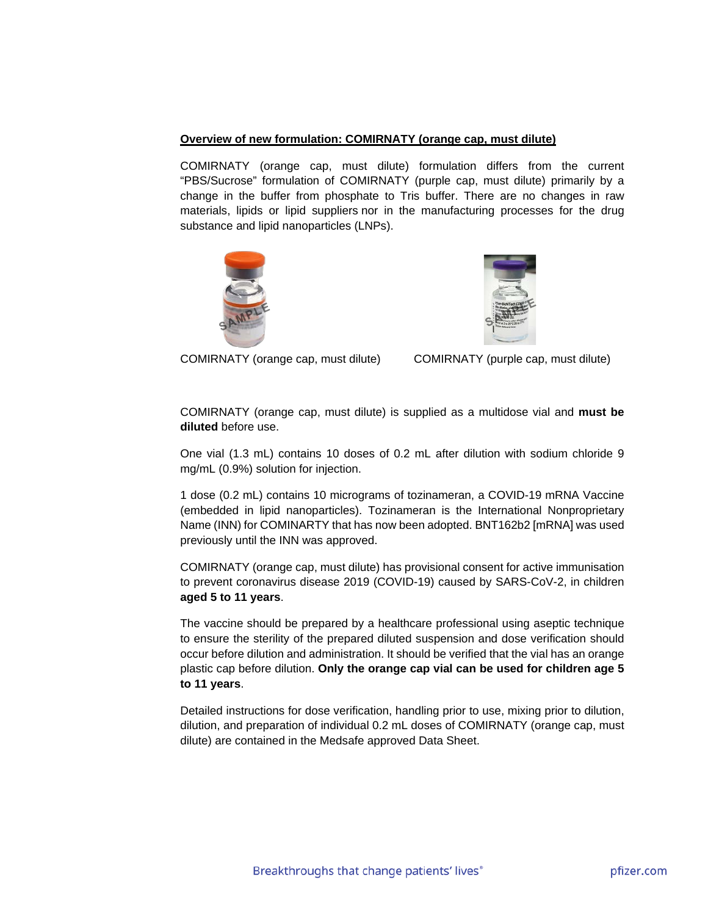**Overview of new formulation: COMIRNATY (orange cap, must dilute)**

COMIRNATY (orange cap, must dilute) formulation differs from the current "PBS/Sucrose" formulation of COMIRNATY (purple cap, must dilute) primarily by a change in the buffer from phosphate to Tris buffer. There are no changes in raw materials, lipids or lipid suppliers nor in the manufacturing processes for the drug substance and lipid nanoparticles (LNPs).

COMIRNATY (orange cap, must dilute)

COMIRNATY (purple cap, must dilute)

COMIRNATY (orange cap, must dilute) is supplied as a multidose vial and **must be diluted** before use.

One vial (1.3 mL) contains 10 doses of 0.2 mL after dilution with sodium chloride 9 mg/mL (0.9%) solution for injection.

1 dose (0.2 mL) contains 10 micrograms of tozinameran, a COVID-19 mRNA Vaccine (embedded in lipid nanoparticles). Tozinameran is the International Nonproprietary Name (INN) for COMINARTY that has now been adopted. BNT162b2 [mRNA] was used previously until the INN was approved.

COMIRNATY (orange cap, must dilute) has provisional consent for active immunisation to prevent coronavirus disease 2019 (COVID-19) caused by SARS-CoV-2, in children **aged 5 to 11 years**.

The vaccine should be prepared by a healthcare professional using aseptic technique to ensure the sterility of the prepared diluted suspension and dose verification should occur before dilution and administration. It should be verified that the vial has an orange plastic cap before dilution. **Only the orange cap vial can be used for children age 5 to 11 years**.

Detailed instructions for dose verification, handling prior to use, mixing prior to dilution, dilution, and preparation of individual 0.2 mL doses of COMIRNATY (orange cap, must dilute) are contained in the Medsafe approved Data Sheet.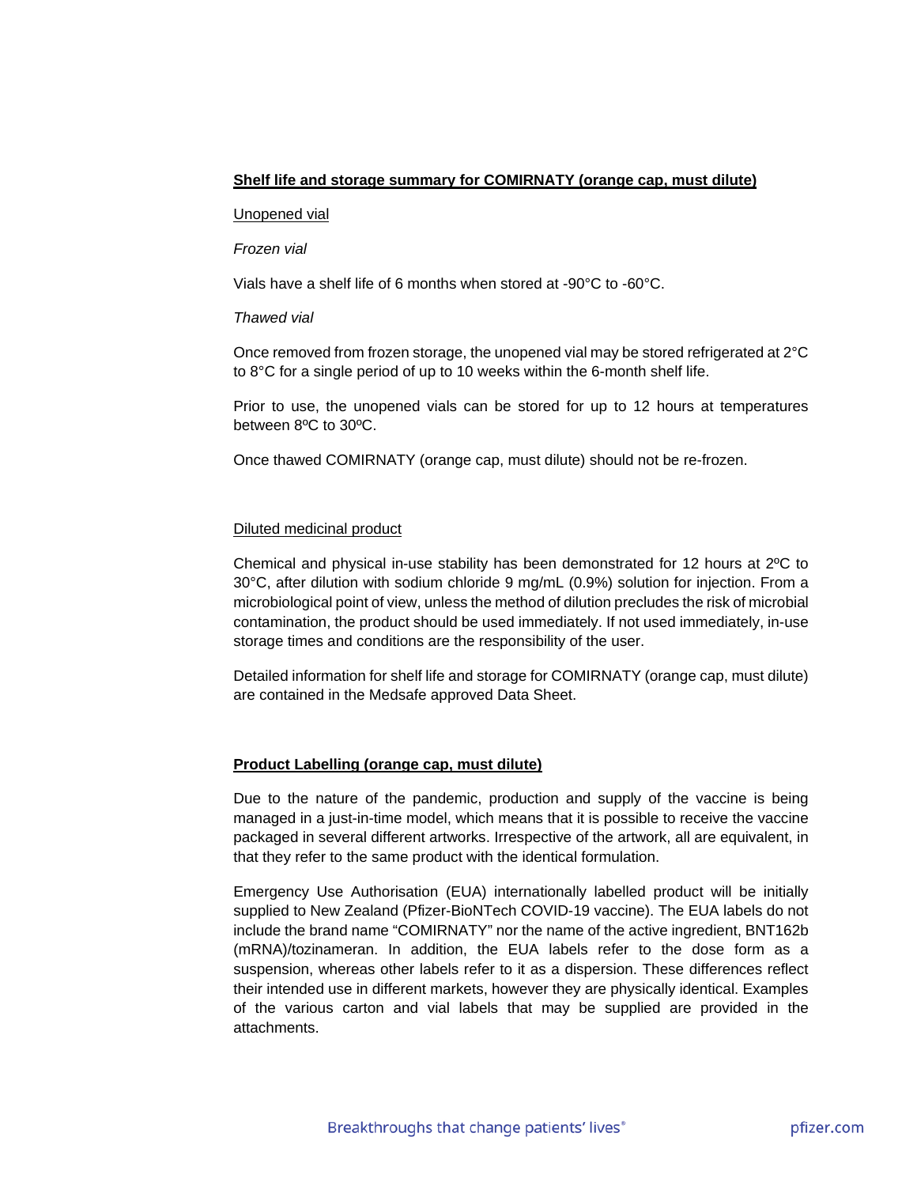**Shelf life and storage summary for COMIRNATY (orange cap, must dilute)**

Unopened vial

*Frozen vial*

Vials have a shelf life of 6 months when stored at -90°C to -60°C.

*Thawed vial*

Once removed from frozen storage, the unopened vial may be stored refrigerated at 2°C to 8°C for a single period of up to 10 weeks within the 6-month shelf life.

Prior to use, the unopened vials can be stored for up to 12 hours at temperatures between 8ºC to 30ºC.

Once thawed COMIRNATY (orange cap, must dilute) should not be re-frozen.

Diluted medicinal product

Chemical and physical in-use stability has been demonstrated for 12 hours at 2ºC to 30°C, after dilution with sodium chloride 9 mg/mL (0.9%) solution for injection. From a microbiological point of view, unless the method of dilution precludes the risk of microbial contamination, the product should be used immediately. If not used immediately, in-use storage times and conditions are the responsibility of the user.

Detailed information for shelf life and storage for COMIRNATY (orange cap, must dilute) are contained in the Medsafe approved Data Sheet.

**Product Labelling (orange cap, must dilute)**

Due to the nature of the pandemic, production and supply of the vaccine is being managed in a just-in-time model, which means that it is possible to receive the vaccine packaged in several different artworks. Irrespective of the artwork, all are equivalent, in that they refer to the same product with the identical formulation.

Emergency Use Authorisation (EUA) internationally labelled product will be initially supplied to New Zealand (Pfizer-BioNTech COVID-19 vaccine). The EUA labels do not include the brand name "COMIRNATY" nor the name of the active ingredient, BNT162b (mRNA)/tozinameran. In addition, the EUA labels refer to the dose form as a suspension, whereas other labels refer to it as a dispersion. These differences reflect their intended use in different markets, however they are physically identical. Examples of the various carton and vial labels that may be supplied are provided in the attachments.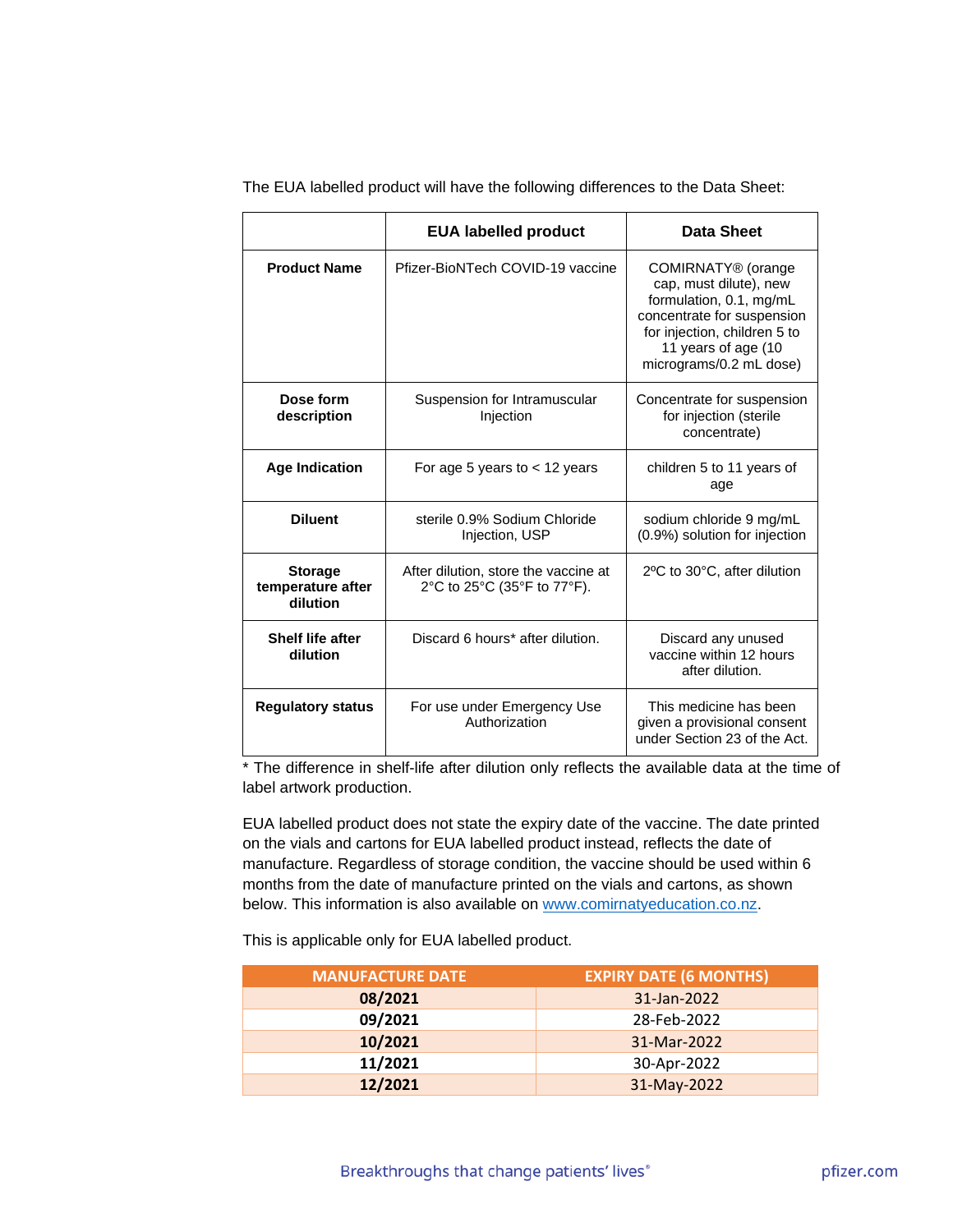The EUA labelled product will have the following differences to the Data Sheet:

| | EUA labelled product | Data Sheet |
|---|---|---|
| **Product Name** | Pfizer-BioNTech COVID-19 vaccine | COMIRNATY® (orange cap, must dilute), new formulation, 0.1, mg/mL concentrate for suspension for injection, children 5 to 11 years of age (10 micrograms/0.2 mL dose) |
| **Dose form description** | Suspension for Intramuscular Injection | Concentrate for suspension for injection (sterile concentrate) |
| **Age Indication** | For age 5 years to < 12 years | children 5 to 11 years of age |
| **Diluent** | sterile 0.9% Sodium Chloride Injection, USP | sodium chloride 9 mg/mL (0.9%) solution for injection |
| **Storage temperature after dilution** | After dilution, store the vaccine at 2°C to 25°C (35°F to 77°F). | 2ºC to 30°C, after dilution |
| **Shelf life after dilution** | Discard 6 hours* after dilution. | Discard any unused vaccine within 12 hours after dilution. |
| **Regulatory status** | For use under Emergency Use Authorization | This medicine has been given a provisional consent under Section 23 of the Act. |

* The difference in shelf-life after dilution only reflects the available data at the time of label artwork production.

EUA labelled product does not state the expiry date of the vaccine. The date printed on the vials and cartons for EUA labelled product instead, reflects the date of manufacture. Regardless of storage condition, the vaccine should be used within 6 months from the date of manufacture printed on the vials and cartons, as shown below. This information is also available on www.comirnatyeducation.co.nz.

This is applicable only for EUA labelled product.

| MANUFACTURE DATE | EXPIRY DATE (6 MONTHS) |
|---|---|
| **08/2021** | 31-Jan-2022 |
| **09/2021** | 28-Feb-2022 |
| **10/2021** | 31-Mar-2022 |
| **11/2021** | 30-Apr-2022 |
| **12/2021** | 31-May-2022 |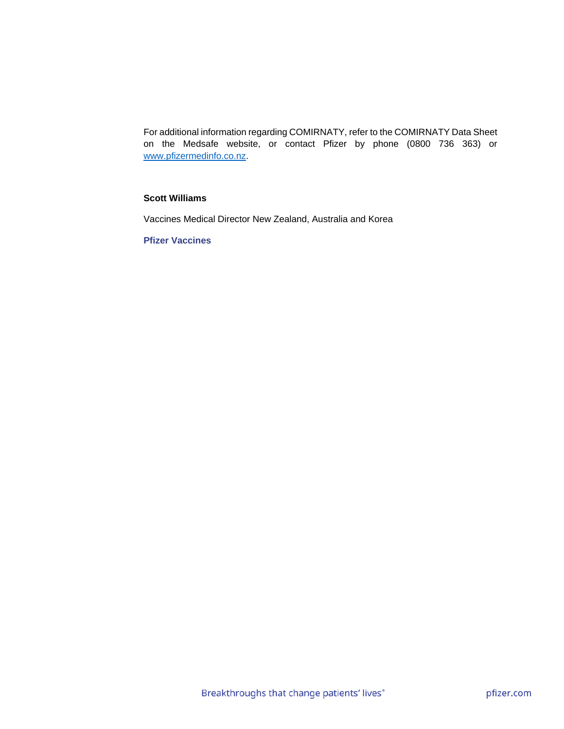For additional information regarding COMIRNATY, refer to the COMIRNATY Data Sheet on the Medsafe website, or contact Pfizer by phone (0800 736 363) or www.pfizermedinfo.co.nz.

**Scott Williams**

Vaccines Medical Director New Zealand, Australia and Korea

**Pfizer Vaccines**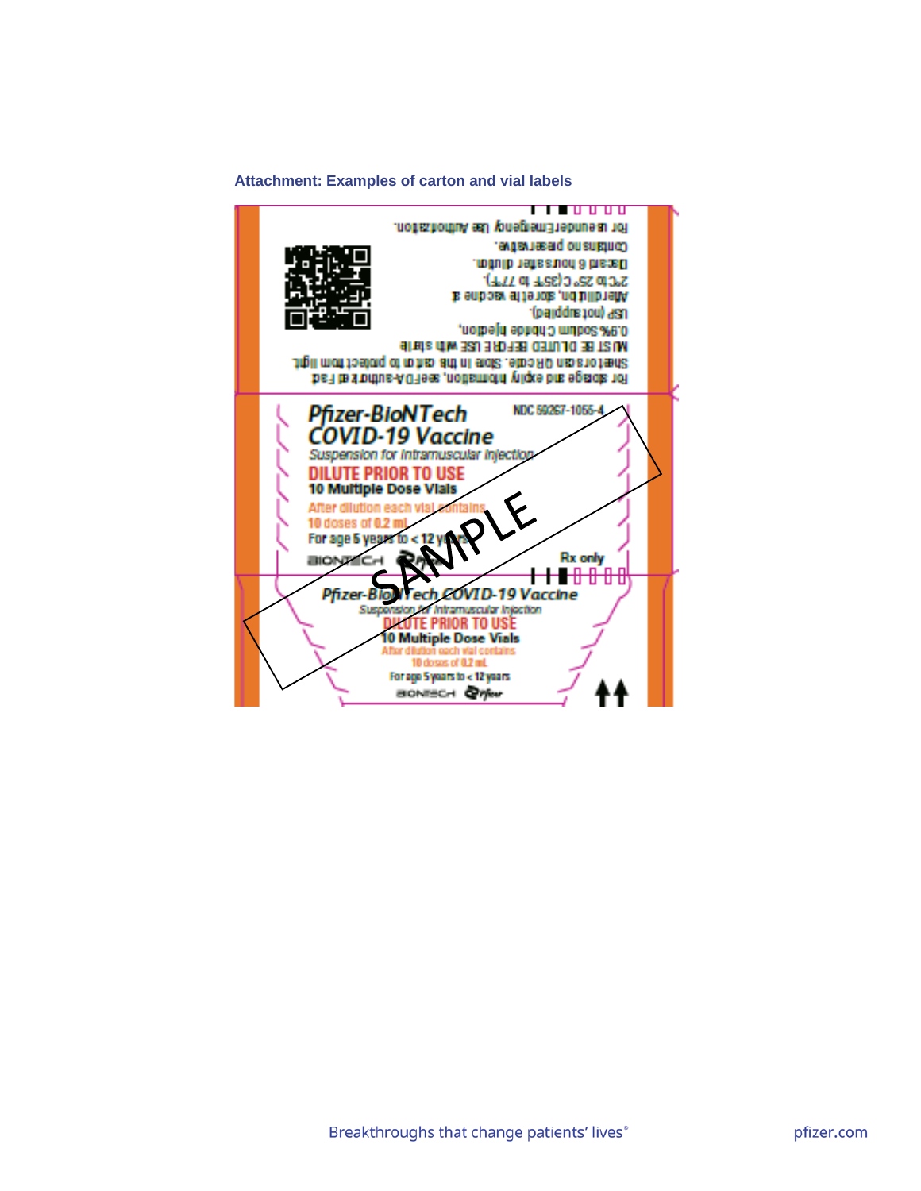**Attachment: Examples of carton and vial labels**

For storage and expiry information, see FDA-authorized Fact Sheet or scan QR code. Store in this carton to protect from light.
MUST BE DILUTED BEFORE USE with sterile 0.9% Sodium Chloride Injection, USP (not supplied).
After dilution, store the vaccine at 2°C to 25°C (35°F to 77°F).
Discard 6 hours after dilution.
Contains no preservative.
For use under Emergency Use Authorization.

**Pfizer-BioNTech COVID-19 Vaccine**

NDC 59267-1055-4

*Suspension for intramuscular injection*

**DILUTE PRIOR TO USE**

**10 Multiple Dose Vials**

After dilution each vial contains 10 doses of 0.2 mL

For age 5 years to < 12 years

BIONTECH Pfizer

Rx only

SAMPLE

**Pfizer-BioNTech COVID-19 Vaccine**

*Suspension for intramuscular injection*

**DILUTE PRIOR TO USE**

**10 Multiple Dose Vials**

After dilution each vial contains 10 doses of 0.2 mL

For age 5 years to < 12 years

BIONTECH Pfizer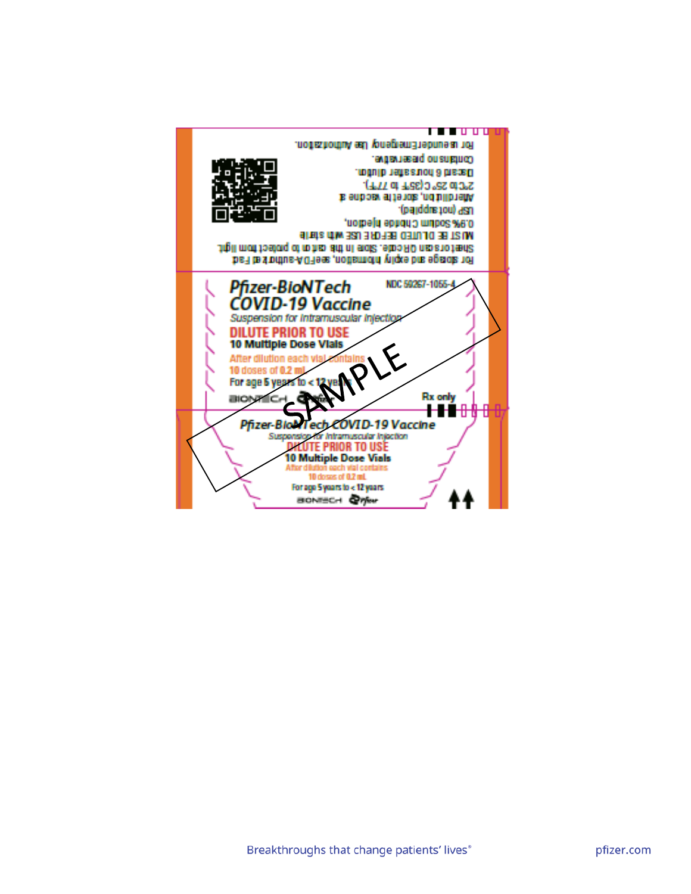For storage and expiry information, see FDA-authorized Fact Sheet or scan QR code. Store in this carton to protect from light.
MUST BE DILUTED BEFORE USE with sterile 0.9% Sodium Chloride Injection, USP (not supplied).
After dilution, store the vaccine at 2°C to 25°C (35°F to 77°F).
Discard 6 hours after dilution.
Contains no preservative.
For use under Emergency Use Authorization.

**Pfizer-BioNTech COVID-19 Vaccine**

NDC 59267-1055-4

*Suspension for Intramuscular Injection*

**DILUTE PRIOR TO USE**

**10 Multiple Dose Vials**

After dilution each vial contains 10 doses of 0.2 mL

For age 5 years to < 12 years

BIONTECH Pfizer

Rx only

SAMPLE

**Pfizer-BioNTech COVID-19 Vaccine**

*Suspension for Intramuscular Injection*

**DILUTE PRIOR TO USE**

**10 Multiple Dose Vials**

After dilution each vial contains 10 doses of 0.2 mL

For age 5 years to < 12 years

BIONTECH Pfizer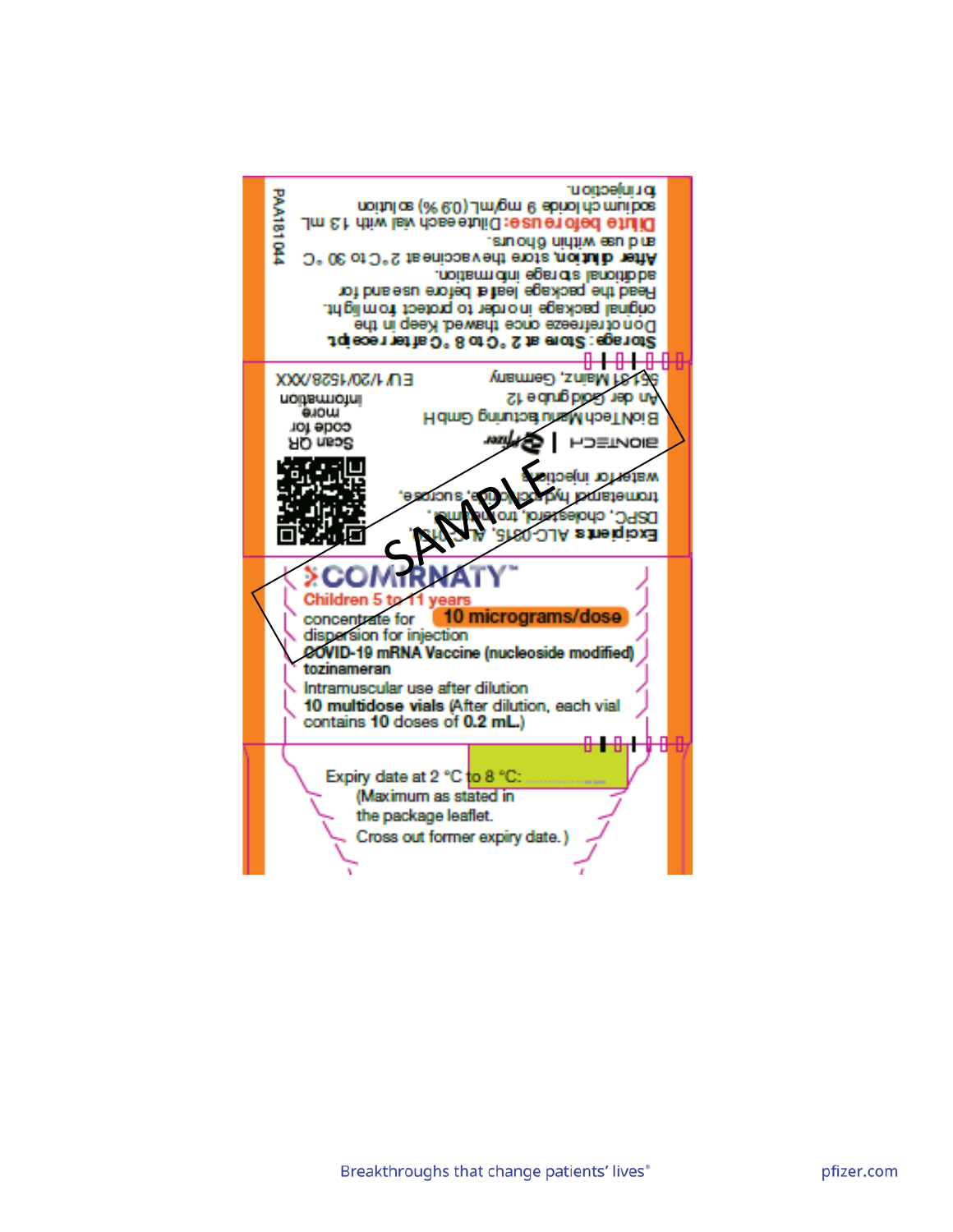PAA181044

**Storage: Store at 2 °C to 8 °C after receipt.** Do not refreeze once thawed. Keep in the original package in order to protect from light. Read the package leaflet before use and for additional storage information.

**After dilution**, store the vaccine at 2 °C to 30 °C and use within 6 hours.

**Dilute before use:** Dilute each vial with 1.3 mL sodium chloride 9 mg/mL (0.9 %) solution for injection.

**Excipients** ALC-0315, ALC-0159, DSPC, cholesterol, trometamol, trometamol hydrochloride, sucrose, water for injections.

BIONTECH | Pfizer

BioNTech Manufacturing GmbH
An der Goldgrube 12
55131 Mainz, Germany

Scan QR code for more information

EU/1/20/1528/XXX

SAMPLE

**COMIRNATY™**

**Children 5 to 11 years**

concentrate for dispersion for injection **10 micrograms/dose**

**COVID-19 mRNA Vaccine (nucleoside modified)**

**tozinameran**

Intramuscular use after dilution

**10 multidose vials** (After dilution, each vial contains **10** doses of **0.2 mL**.)

Expiry date at 2 °C to 8 °C: ..................
(Maximum as stated in the package leaflet. Cross out former expiry date.)

Breakthroughs that change patients' lives®

pfizer.com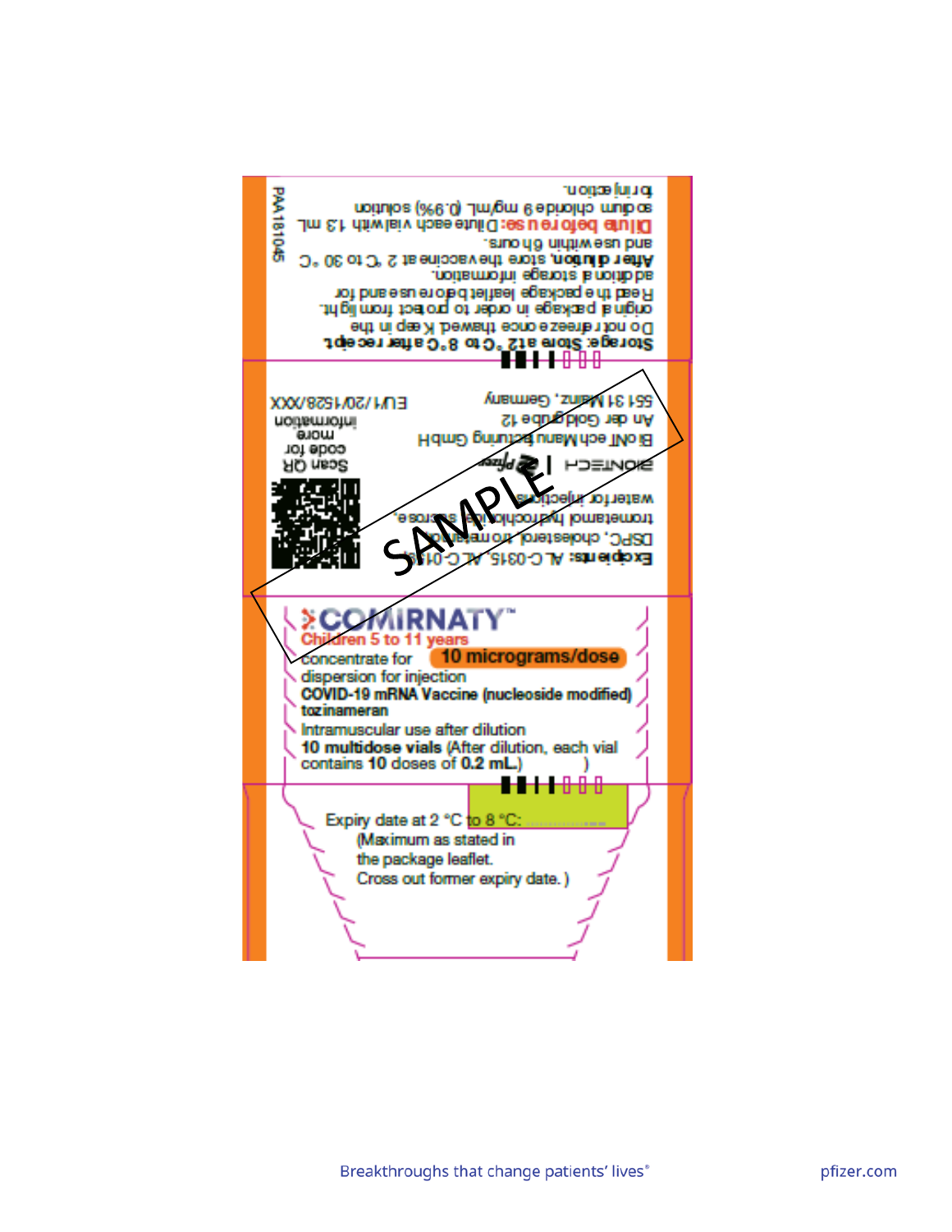Storage: Store at 2 °C to 8 °C after receipt.
Do not refreeze once thawed. Keep in the original package in order to protect from light.
Read the package leaflet before use and for additional storage information.
**After dilution**, store the vaccine at 2 °C to 30 °C and use within 6 hours.
**Dilute before use:** Dilute each vial with 1.3 mL sodium chloride 9 mg/mL (0.9%) solution for injection.

PAA181045

**Excipients:** ALC-0315, ALC-0159, DSPC, cholesterol, trometamol, trometamol hydrochloride, sucrose, water for injections.

BIONTECH | Pfizer

BioNTech Manufacturing GmbH
An der Goldgrube 12
55131 Mainz, Germany

Scan QR code for more information

EU/1/20/1528/XXX

SAMPLE

**COMIRNATY™**

Children 5 to 11 years

concentrate for dispersion for injection **10 micrograms/dose**

**COVID-19 mRNA Vaccine (nucleoside modified)**

**tozinameran**

Intramuscular use after dilution

**10 multidose vials** (After dilution, each vial contains **10** doses of **0.2 mL**.)

Expiry date at 2 °C to 8 °C: ...............

(Maximum as stated in the package leaflet. Cross out former expiry date.)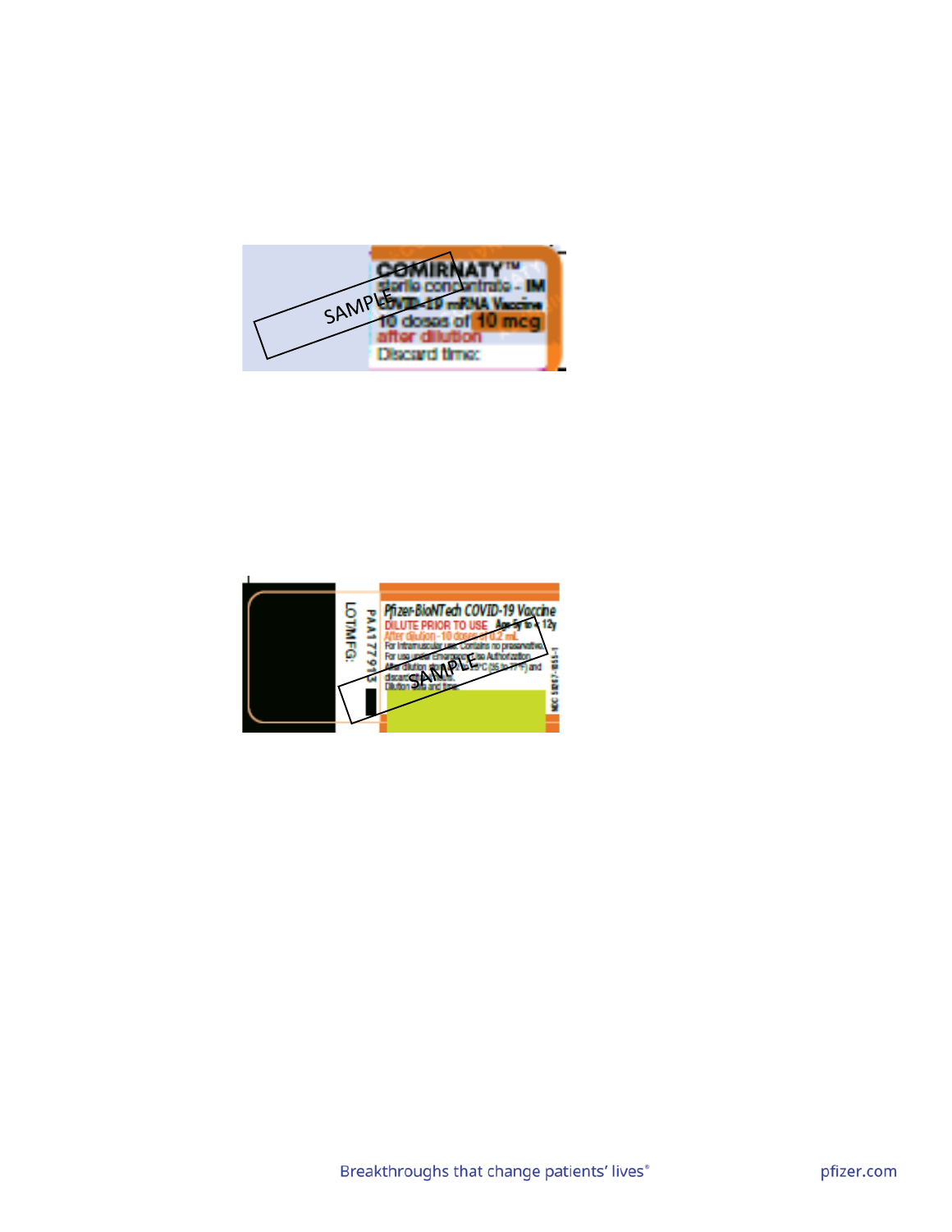COMIRNATY™
sterile concentrate - IM
COVID-19 mRNA Vaccine
10 doses of 10 mcg
after dilution
Discard time:

SAMPLE

Pfizer-BioNTech COVID-19 Vaccine
DILUTE PRIOR TO USE Age 5y to < 12y
After dilution - 10 doses of 0.2 mL
For intramuscular use. Contains no preservative.
For use under Emergency Use Authorization.
After dilution store ... °C (35 to 77°F) and
discard ...
Dilution date and time:

LOT/MFG:
PAA177913

NDC 59267-1055-1

SAMPLE